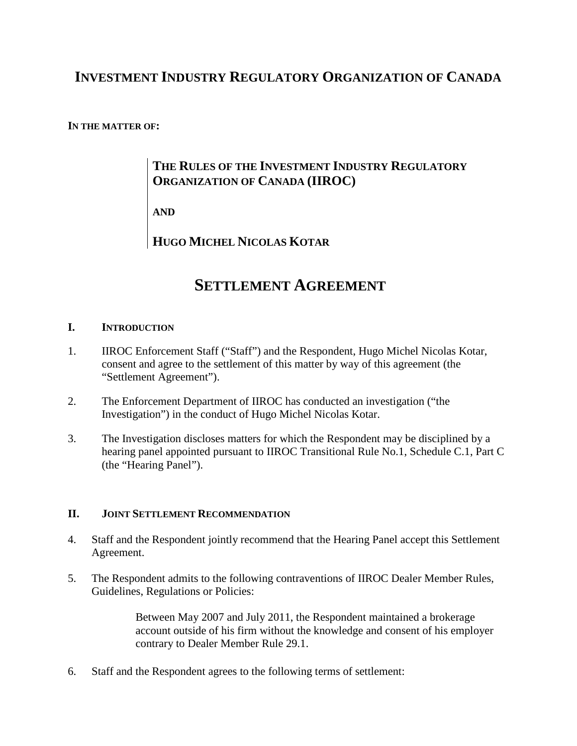# INVESTMENT INDUSTRY REGULATORY ORGANIZATION OF CANADA

**IN THE MATTER OF:**

> **THE RULES OF THE INVESTMENT INDUSTRY REGULATORY ORGANIZATION OF CANADA (IIROC)**
>
> **AND**
>
> **HUGO MICHEL NICOLAS KOTAR**

# SETTLEMENT AGREEMENT

## I. INTRODUCTION

1. IIROC Enforcement Staff ("Staff") and the Respondent, Hugo Michel Nicolas Kotar, consent and agree to the settlement of this matter by way of this agreement (the "Settlement Agreement").

2. The Enforcement Department of IIROC has conducted an investigation ("the Investigation") in the conduct of Hugo Michel Nicolas Kotar.

3. The Investigation discloses matters for which the Respondent may be disciplined by a hearing panel appointed pursuant to IIROC Transitional Rule No.1, Schedule C.1, Part C (the "Hearing Panel").

## II. JOINT SETTLEMENT RECOMMENDATION

4. Staff and the Respondent jointly recommend that the Hearing Panel accept this Settlement Agreement.

5. The Respondent admits to the following contraventions of IIROC Dealer Member Rules, Guidelines, Regulations or Policies:

   > Between May 2007 and July 2011, the Respondent maintained a brokerage account outside of his firm without the knowledge and consent of his employer contrary to Dealer Member Rule 29.1.

6. Staff and the Respondent agrees to the following terms of settlement: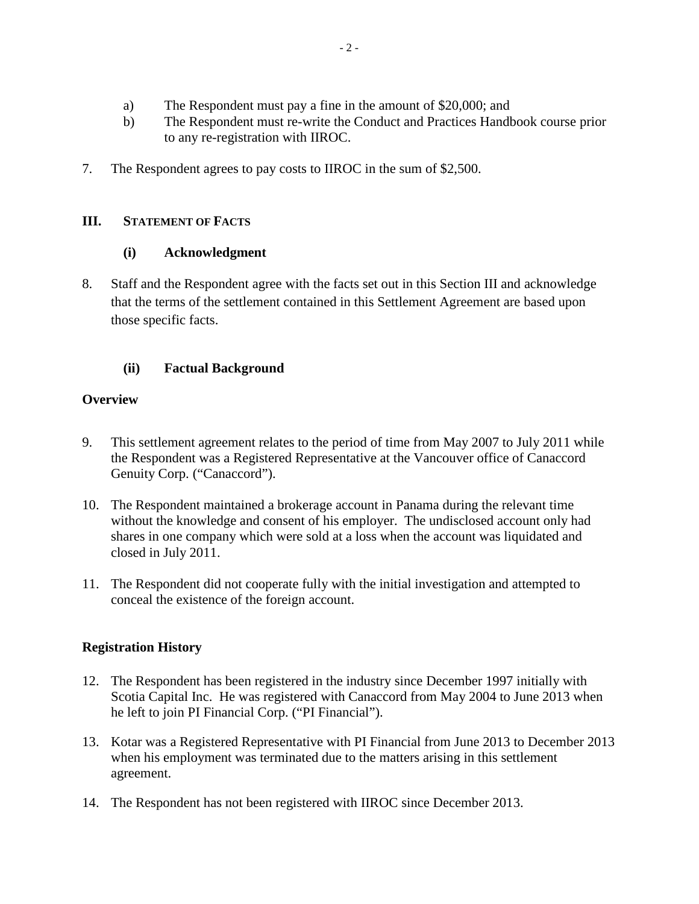a) The Respondent must pay a fine in the amount of $20,000; and
b) The Respondent must re-write the Conduct and Practices Handbook course prior to any re-registration with IIROC.

7. The Respondent agrees to pay costs to IIROC in the sum of $2,500.

## III. STATEMENT OF FACTS

### (i) Acknowledgment

8. Staff and the Respondent agree with the facts set out in this Section III and acknowledge that the terms of the settlement contained in this Settlement Agreement are based upon those specific facts.

### (ii) Factual Background

**Overview**

9. This settlement agreement relates to the period of time from May 2007 to July 2011 while the Respondent was a Registered Representative at the Vancouver office of Canaccord Genuity Corp. ("Canaccord").

10. The Respondent maintained a brokerage account in Panama during the relevant time without the knowledge and consent of his employer. The undisclosed account only had shares in one company which were sold at a loss when the account was liquidated and closed in July 2011.

11. The Respondent did not cooperate fully with the initial investigation and attempted to conceal the existence of the foreign account.

**Registration History**

12. The Respondent has been registered in the industry since December 1997 initially with Scotia Capital Inc. He was registered with Canaccord from May 2004 to June 2013 when he left to join PI Financial Corp. ("PI Financial").

13. Kotar was a Registered Representative with PI Financial from June 2013 to December 2013 when his employment was terminated due to the matters arising in this settlement agreement.

14. The Respondent has not been registered with IIROC since December 2013.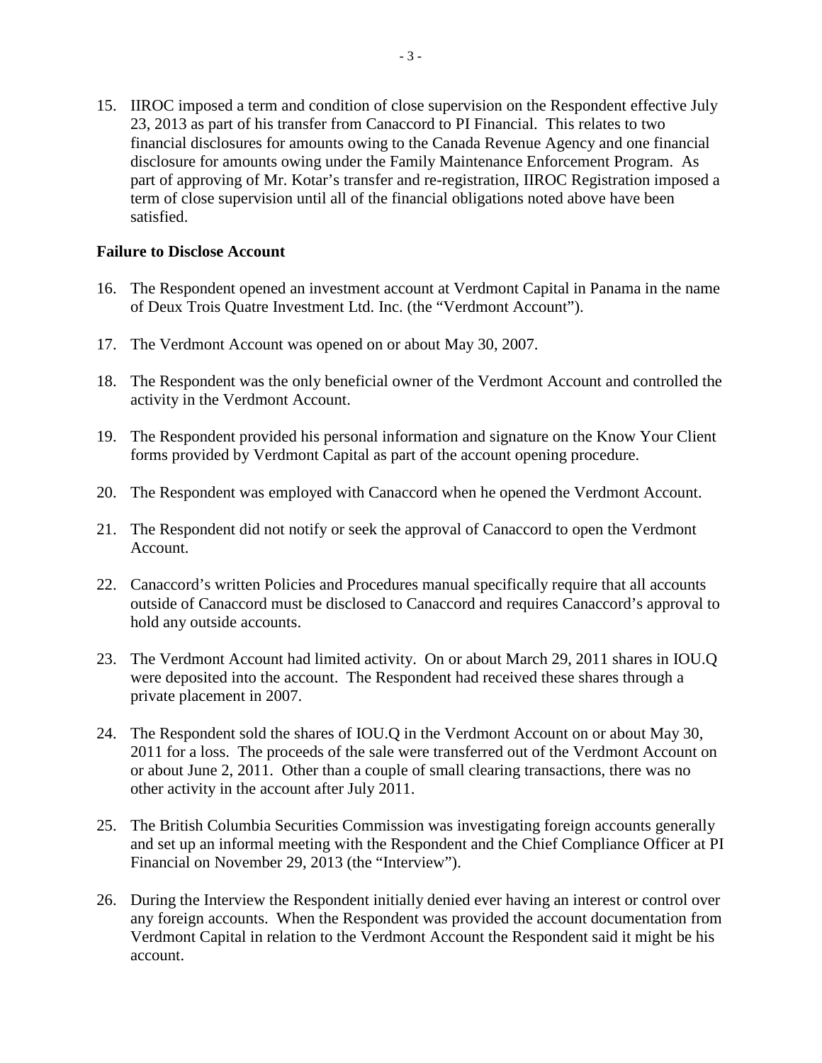15. IIROC imposed a term and condition of close supervision on the Respondent effective July 23, 2013 as part of his transfer from Canaccord to PI Financial. This relates to two financial disclosures for amounts owing to the Canada Revenue Agency and one financial disclosure for amounts owing under the Family Maintenance Enforcement Program. As part of approving of Mr. Kotar's transfer and re-registration, IIROC Registration imposed a term of close supervision until all of the financial obligations noted above have been satisfied.

**Failure to Disclose Account**

16. The Respondent opened an investment account at Verdmont Capital in Panama in the name of Deux Trois Quatre Investment Ltd. Inc. (the "Verdmont Account").

17. The Verdmont Account was opened on or about May 30, 2007.

18. The Respondent was the only beneficial owner of the Verdmont Account and controlled the activity in the Verdmont Account.

19. The Respondent provided his personal information and signature on the Know Your Client forms provided by Verdmont Capital as part of the account opening procedure.

20. The Respondent was employed with Canaccord when he opened the Verdmont Account.

21. The Respondent did not notify or seek the approval of Canaccord to open the Verdmont Account.

22. Canaccord's written Policies and Procedures manual specifically require that all accounts outside of Canaccord must be disclosed to Canaccord and requires Canaccord's approval to hold any outside accounts.

23. The Verdmont Account had limited activity. On or about March 29, 2011 shares in IOU.Q were deposited into the account. The Respondent had received these shares through a private placement in 2007.

24. The Respondent sold the shares of IOU.Q in the Verdmont Account on or about May 30, 2011 for a loss. The proceeds of the sale were transferred out of the Verdmont Account on or about June 2, 2011. Other than a couple of small clearing transactions, there was no other activity in the account after July 2011.

25. The British Columbia Securities Commission was investigating foreign accounts generally and set up an informal meeting with the Respondent and the Chief Compliance Officer at PI Financial on November 29, 2013 (the "Interview").

26. During the Interview the Respondent initially denied ever having an interest or control over any foreign accounts. When the Respondent was provided the account documentation from Verdmont Capital in relation to the Verdmont Account the Respondent said it might be his account.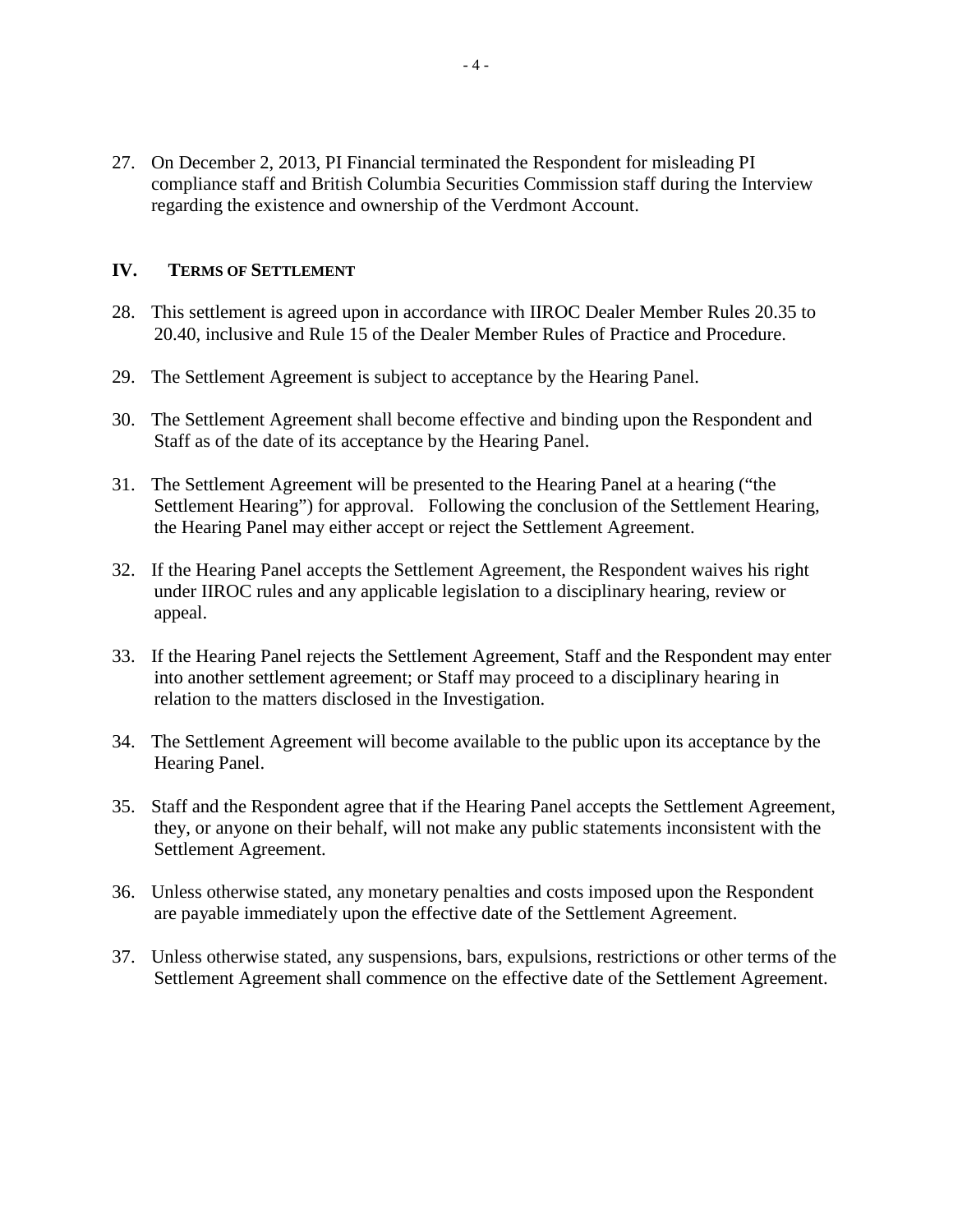27. On December 2, 2013, PI Financial terminated the Respondent for misleading PI compliance staff and British Columbia Securities Commission staff during the Interview regarding the existence and ownership of the Verdmont Account.

## IV. TERMS OF SETTLEMENT

28. This settlement is agreed upon in accordance with IIROC Dealer Member Rules 20.35 to 20.40, inclusive and Rule 15 of the Dealer Member Rules of Practice and Procedure.

29. The Settlement Agreement is subject to acceptance by the Hearing Panel.

30. The Settlement Agreement shall become effective and binding upon the Respondent and Staff as of the date of its acceptance by the Hearing Panel.

31. The Settlement Agreement will be presented to the Hearing Panel at a hearing ("the Settlement Hearing") for approval. Following the conclusion of the Settlement Hearing, the Hearing Panel may either accept or reject the Settlement Agreement.

32. If the Hearing Panel accepts the Settlement Agreement, the Respondent waives his right under IIROC rules and any applicable legislation to a disciplinary hearing, review or appeal.

33. If the Hearing Panel rejects the Settlement Agreement, Staff and the Respondent may enter into another settlement agreement; or Staff may proceed to a disciplinary hearing in relation to the matters disclosed in the Investigation.

34. The Settlement Agreement will become available to the public upon its acceptance by the Hearing Panel.

35. Staff and the Respondent agree that if the Hearing Panel accepts the Settlement Agreement, they, or anyone on their behalf, will not make any public statements inconsistent with the Settlement Agreement.

36. Unless otherwise stated, any monetary penalties and costs imposed upon the Respondent are payable immediately upon the effective date of the Settlement Agreement.

37. Unless otherwise stated, any suspensions, bars, expulsions, restrictions or other terms of the Settlement Agreement shall commence on the effective date of the Settlement Agreement.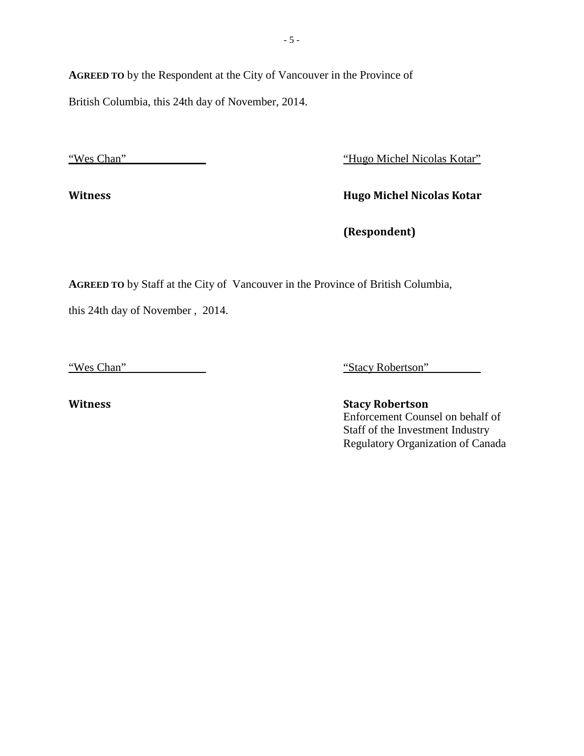**AGREED TO** by the Respondent at the City of Vancouver in the Province of British Columbia, this 24th day of November, 2014.

| | |
|---|---|
| "Wes Chan" | "Hugo Michel Nicolas Kotar" |
| **Witness** | **Hugo Michel Nicolas Kotar** |
| | **(Respondent)** |

**AGREED TO** by Staff at the City of Vancouver in the Province of British Columbia, this 24th day of November , 2014.

| | |
|---|---|
| "Wes Chan" | "Stacy Robertson" |
| **Witness** | **Stacy Robertson**<br>Enforcement Counsel on behalf of Staff of the Investment Industry Regulatory Organization of Canada |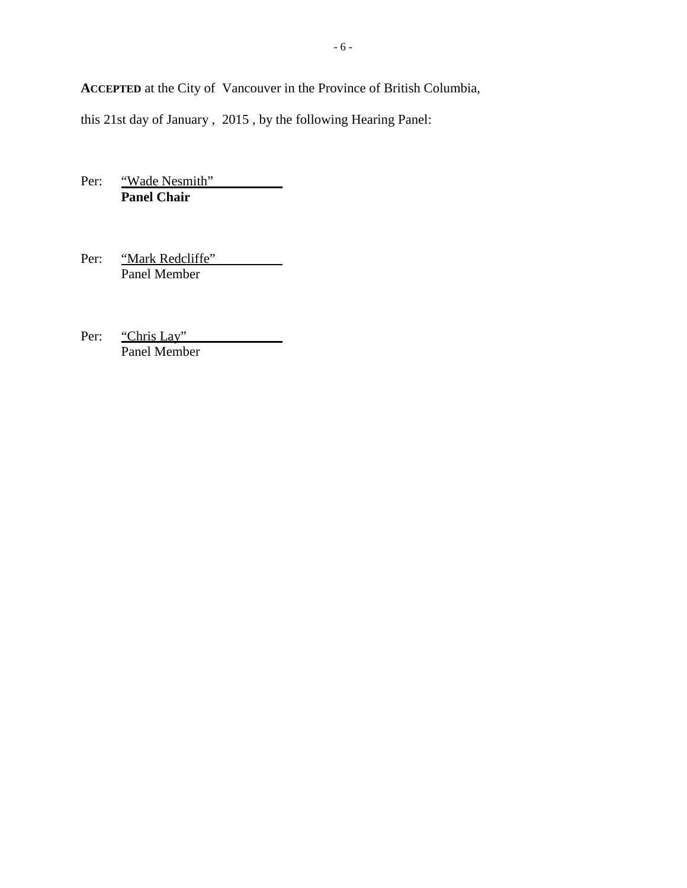**ACCEPTED** at the City of Vancouver in the Province of British Columbia,

this 21st day of January , 2015 , by the following Hearing Panel:

Per: "Wade Nesmith"
**Panel Chair**

Per: "Mark Redcliffe"
Panel Member

Per: "Chris Lay"
Panel Member